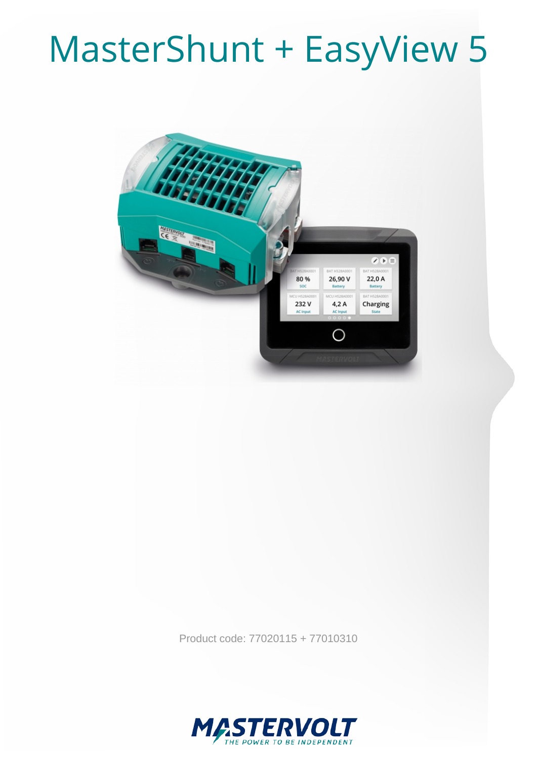# MasterShunt + EasyView 5

Product code: 77020115 + 77010310

MASTERVOLT
THE POWER TO BE INDEPENDENT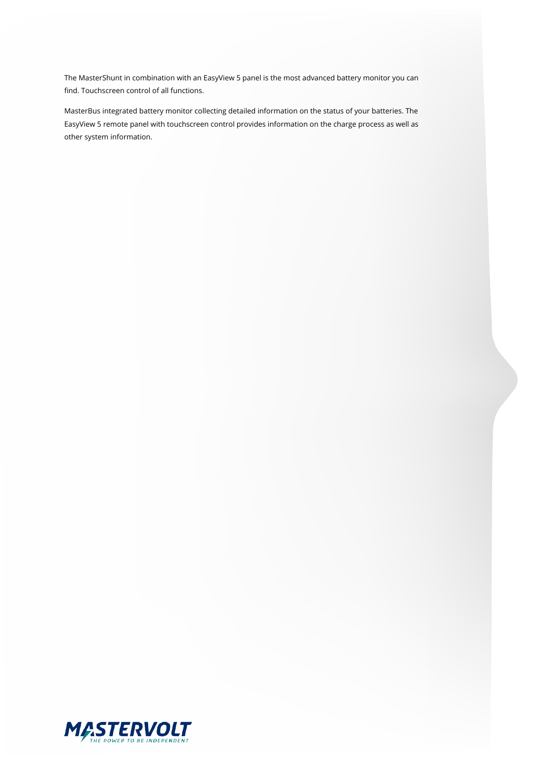The MasterShunt in combination with an EasyView 5 panel is the most advanced battery monitor you can find. Touchscreen control of all functions.

MasterBus integrated battery monitor collecting detailed information on the status of your batteries. The EasyView 5 remote panel with touchscreen control provides information on the charge process as well as other system information.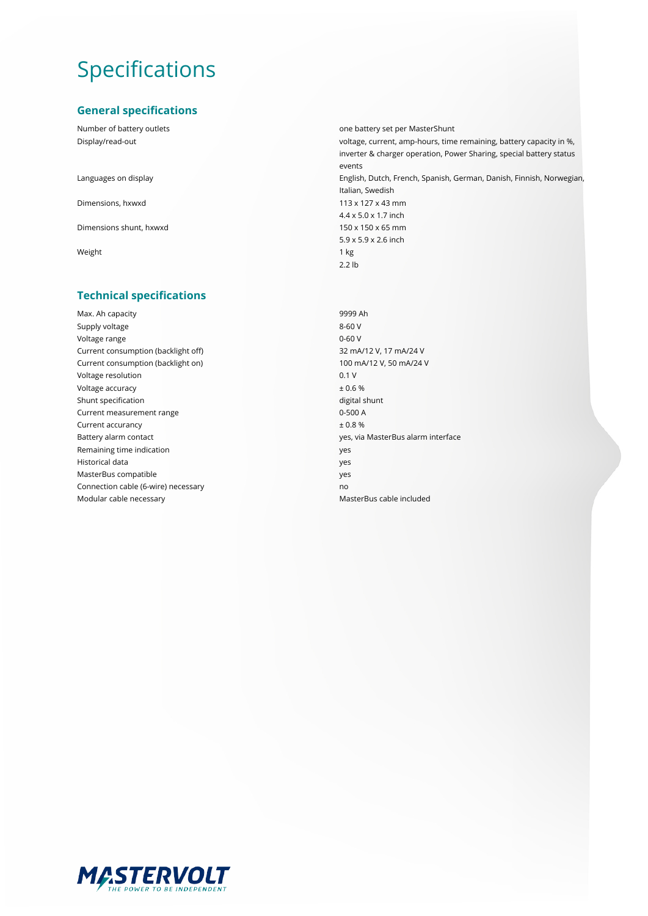# Specifications

## General specifications

| | |
|---|---|
| Number of battery outlets | one battery set per MasterShunt |
| Display/read-out | voltage, current, amp-hours, time remaining, battery capacity in %, inverter & charger operation, Power Sharing, special battery status events |
| Languages on display | English, Dutch, French, Spanish, German, Danish, Finnish, Norwegian, Italian, Swedish |
| Dimensions, hxwxd | 113 x 127 x 43 mm<br>4.4 x 5.0 x 1.7 inch |
| Dimensions shunt, hxwxd | 150 x 150 x 65 mm<br>5.9 x 5.9 x 2.6 inch |
| Weight | 1 kg<br>2.2 lb |

## Technical specifications

| | |
|---|---|
| Max. Ah capacity | 9999 Ah |
| Supply voltage | 8-60 V |
| Voltage range | 0-60 V |
| Current consumption (backlight off) | 32 mA/12 V, 17 mA/24 V |
| Current consumption (backlight on) | 100 mA/12 V, 50 mA/24 V |
| Voltage resolution | 0.1 V |
| Voltage accuracy | ± 0.6 % |
| Shunt specification | digital shunt |
| Current measurement range | 0-500 A |
| Current accurancy | ± 0.8 % |
| Battery alarm contact | yes, via MasterBus alarm interface |
| Remaining time indication | yes |
| Historical data | yes |
| MasterBus compatible | yes |
| Connection cable (6-wire) necessary | no |
| Modular cable necessary | MasterBus cable included |

MASTERVOLT
THE POWER TO BE INDEPENDENT